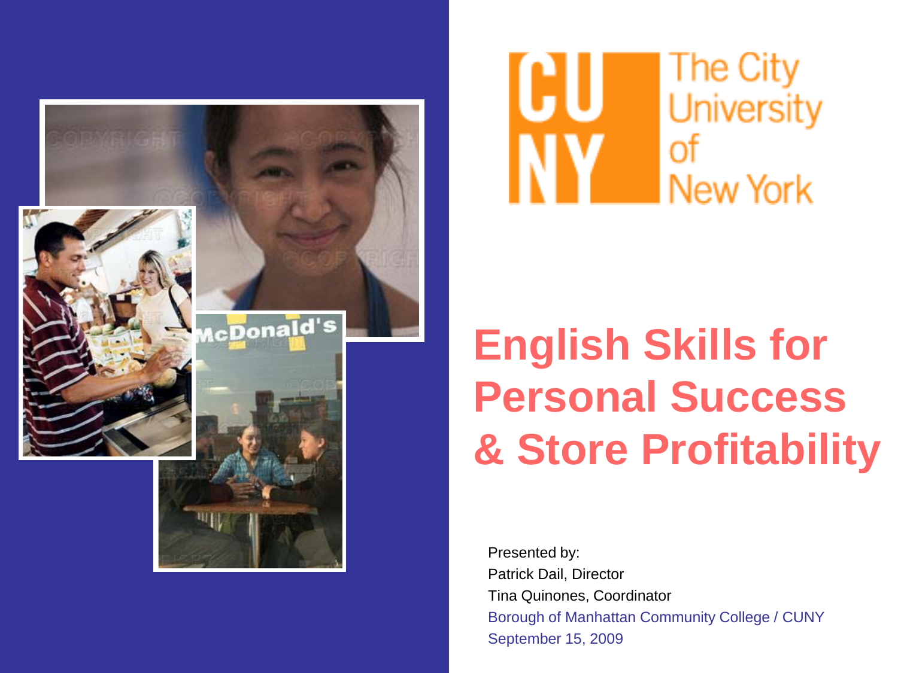CUNY The City University of New York

# English Skills for Personal Success & Store Profitability

Presented by:
Patrick Dail, Director
Tina Quinones, Coordinator
Borough of Manhattan Community College / CUNY
September 15, 2009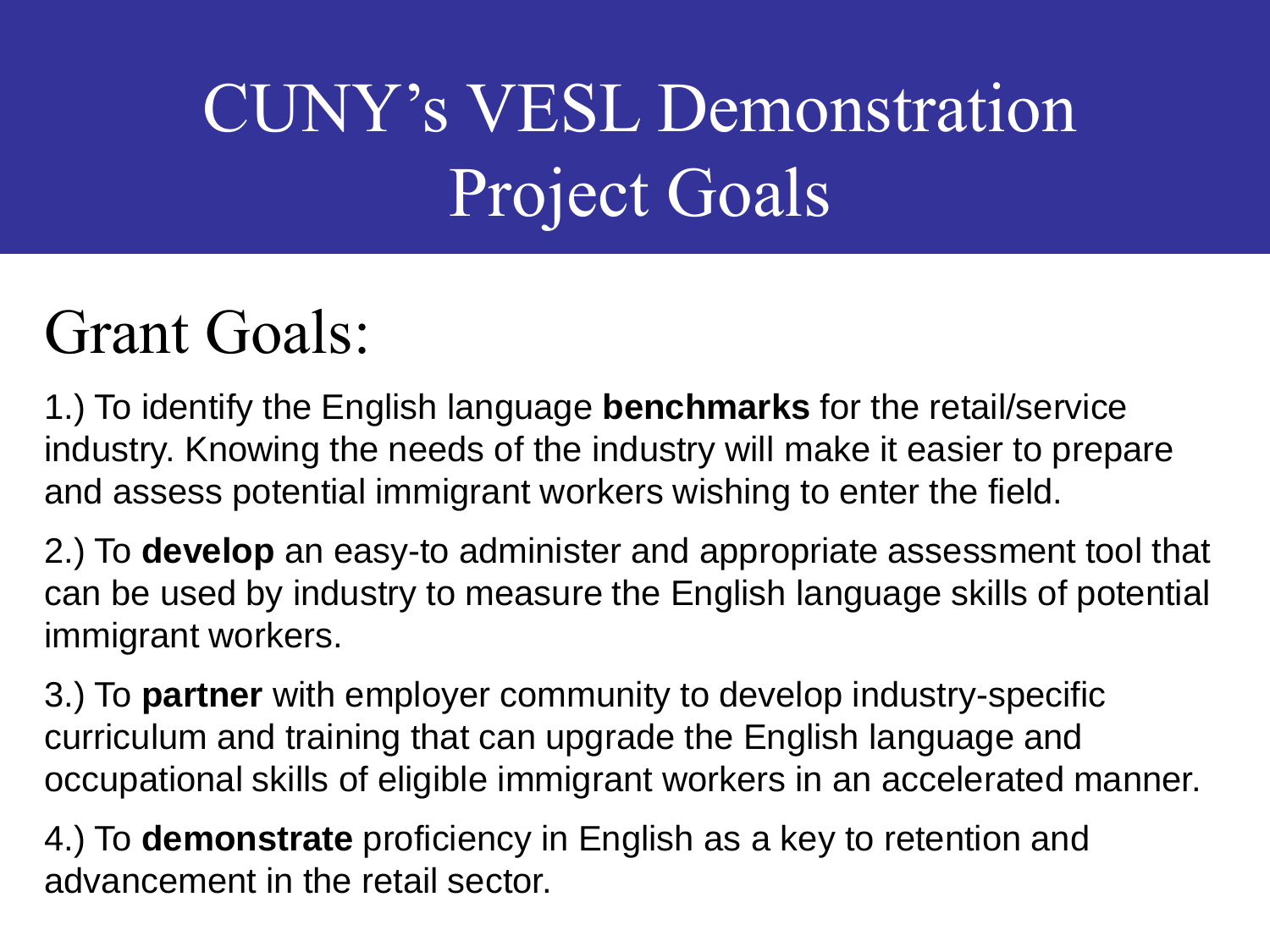# CUNY's VESL Demonstration Project Goals

## Grant Goals:

1.) To identify the English language **benchmarks** for the retail/service industry. Knowing the needs of the industry will make it easier to prepare and assess potential immigrant workers wishing to enter the field.

2.) To **develop** an easy-to administer and appropriate assessment tool that can be used by industry to measure the English language skills of potential immigrant workers.

3.) To **partner** with employer community to develop industry-specific curriculum and training that can upgrade the English language and occupational skills of eligible immigrant workers in an accelerated manner.

4.) To **demonstrate** proficiency in English as a key to retention and advancement in the retail sector.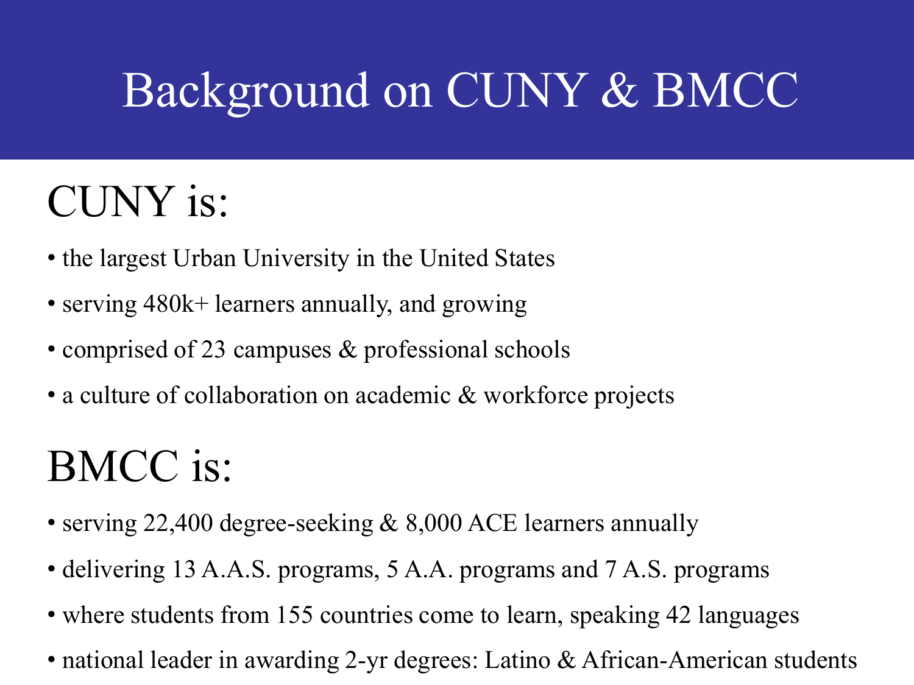# Background on CUNY & BMCC

## CUNY is:

- the largest Urban University in the United States
- serving 480k+ learners annually, and growing
- comprised of 23 campuses & professional schools
- a culture of collaboration on academic & workforce projects

## BMCC is:

- serving 22,400 degree-seeking & 8,000 ACE learners annually
- delivering 13 A.A.S. programs, 5 A.A. programs and 7 A.S. programs
- where students from 155 countries come to learn, speaking 42 languages
- national leader in awarding 2-yr degrees: Latino & African-American students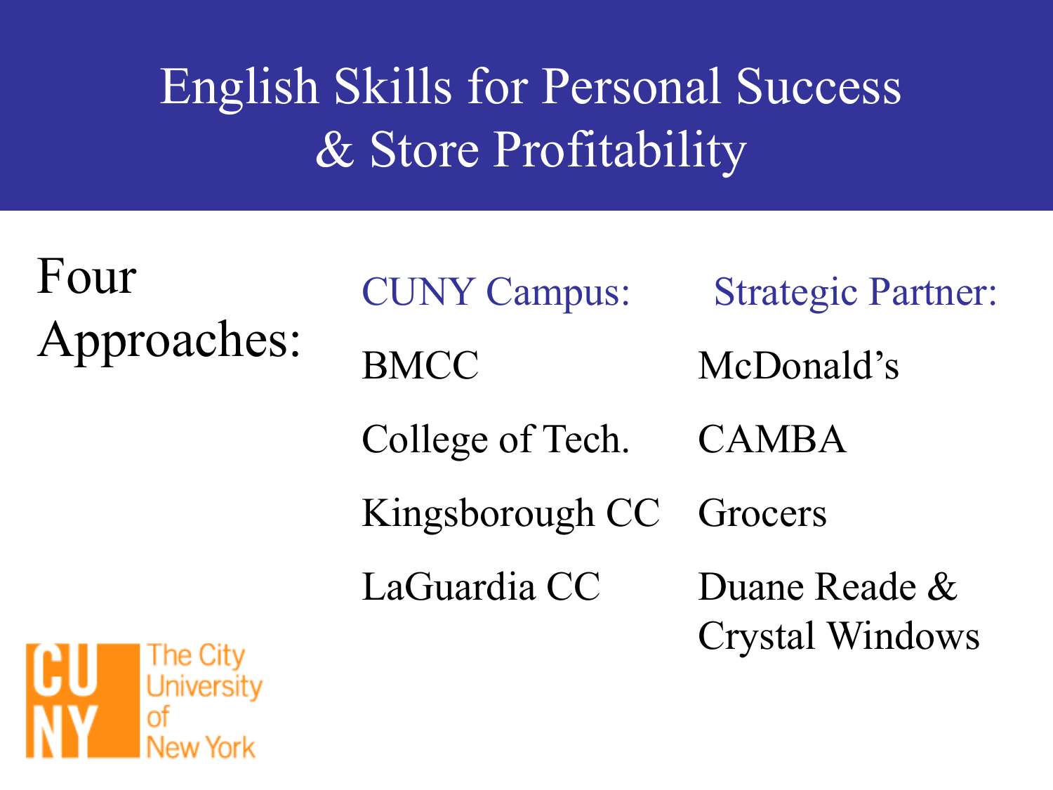# English Skills for Personal Success & Store Profitability

Four Approaches:

| CUNY Campus: | Strategic Partner: |
| --- | --- |
| BMCC | McDonald's |
| College of Tech. | CAMBA |
| Kingsborough CC | Grocers |
| LaGuardia CC | Duane Reade & Crystal Windows |

CUNY The City University of New York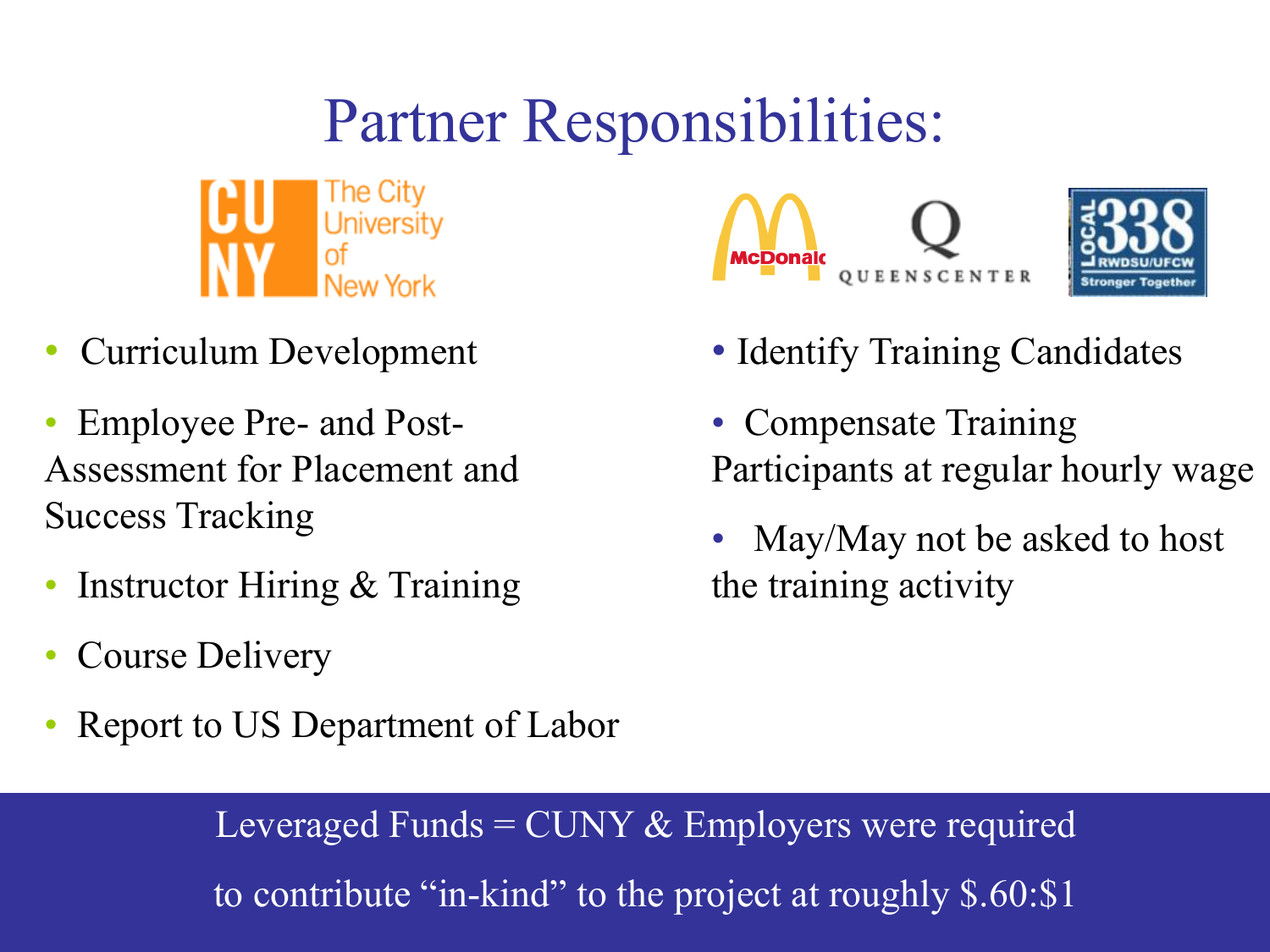# Partner Responsibilities:

CUNY The City University of New York

- Curriculum Development
- Employee Pre- and Post-Assessment for Placement and Success Tracking
- Instructor Hiring & Training
- Course Delivery
- Report to US Department of Labor

McDonald's QUEENSCENTER LOCAL 338 RWDSU/UFCW Stronger Together

- Identify Training Candidates
- Compensate Training Participants at regular hourly wage
- May/May not be asked to host the training activity

Leveraged Funds = CUNY & Employers were required to contribute "in-kind" to the project at roughly $.60:$1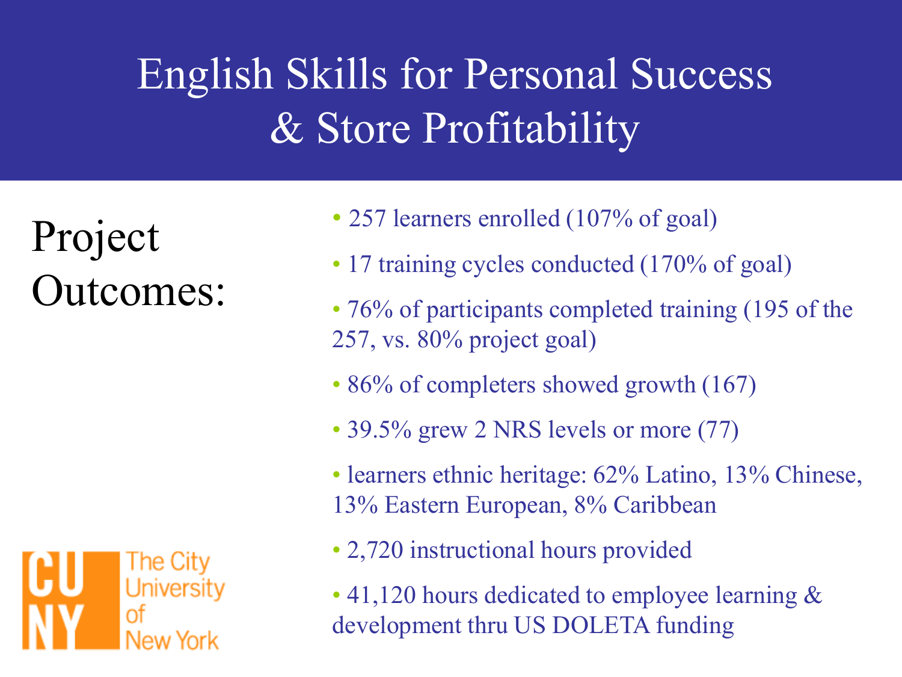# English Skills for Personal Success & Store Profitability

## Project Outcomes:

- 257 learners enrolled (107% of goal)
- 17 training cycles conducted (170% of goal)
- 76% of participants completed training (195 of the 257, vs. 80% project goal)
- 86% of completers showed growth (167)
- 39.5% grew 2 NRS levels or more (77)
- learners ethnic heritage: 62% Latino, 13% Chinese, 13% Eastern European, 8% Caribbean
- 2,720 instructional hours provided
- 41,120 hours dedicated to employee learning & development thru US DOLETA funding

CUNY The City University of New York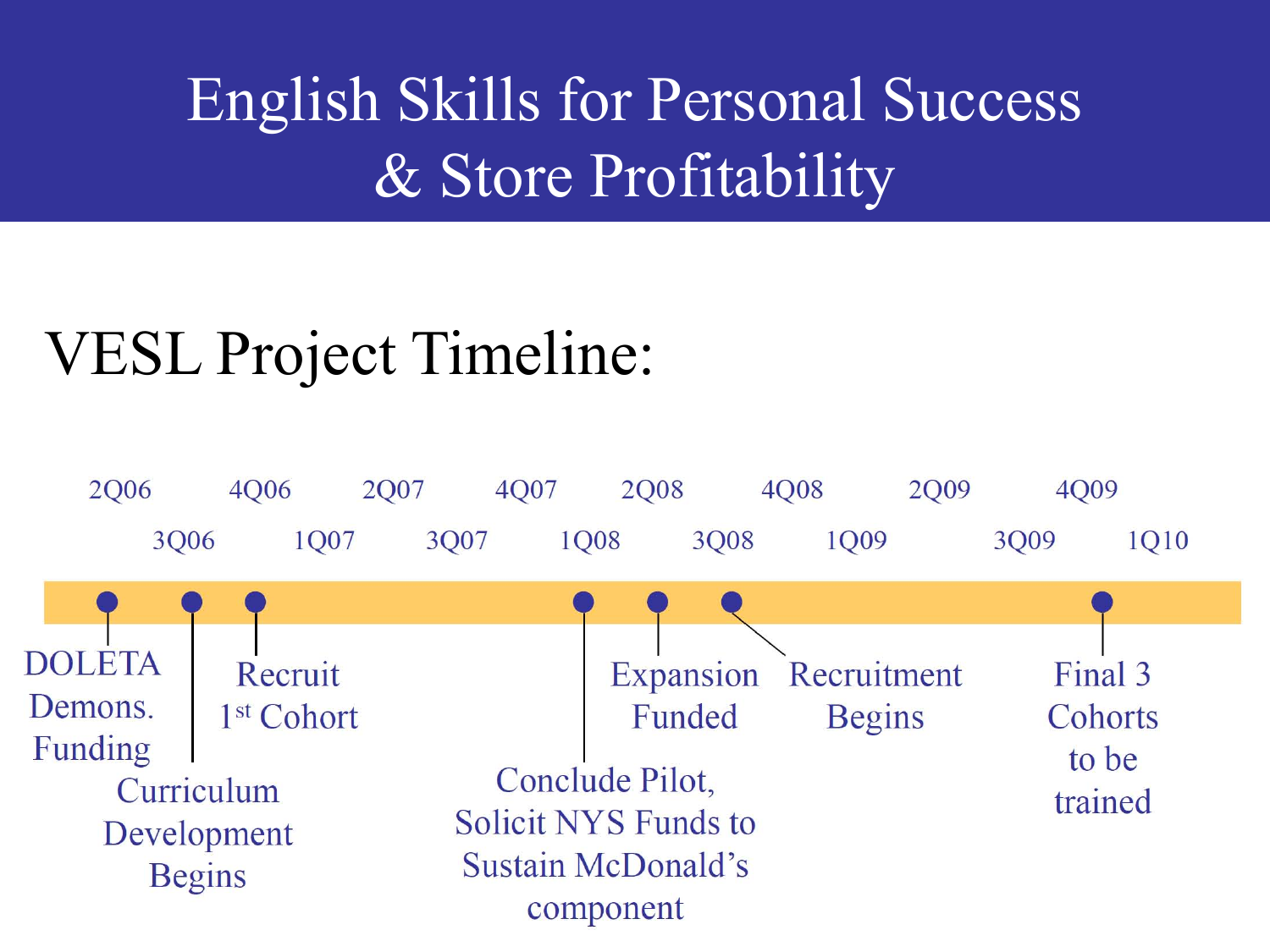# English Skills for Personal Success & Store Profitability

## VESL Project Timeline:

| Quarter | Milestone |
| --- | --- |
| 2Q06 | DOLETA Demons. Funding |
| 3Q06 | Curriculum Development Begins |
| 4Q06 | Recruit 1st Cohort |
| 1Q08 | Conclude Pilot, Solicit NYS Funds to Sustain McDonald's component |
| 2Q08 | Expansion Funded |
| 3Q08 | Recruitment Begins |
| 4Q09 | Final 3 Cohorts to be trained |

Timeline quarters: 2Q06, 3Q06, 4Q06, 1Q07, 2Q07, 3Q07, 4Q07, 1Q08, 2Q08, 3Q08, 4Q08, 1Q09, 2Q09, 3Q09, 4Q09, 1Q10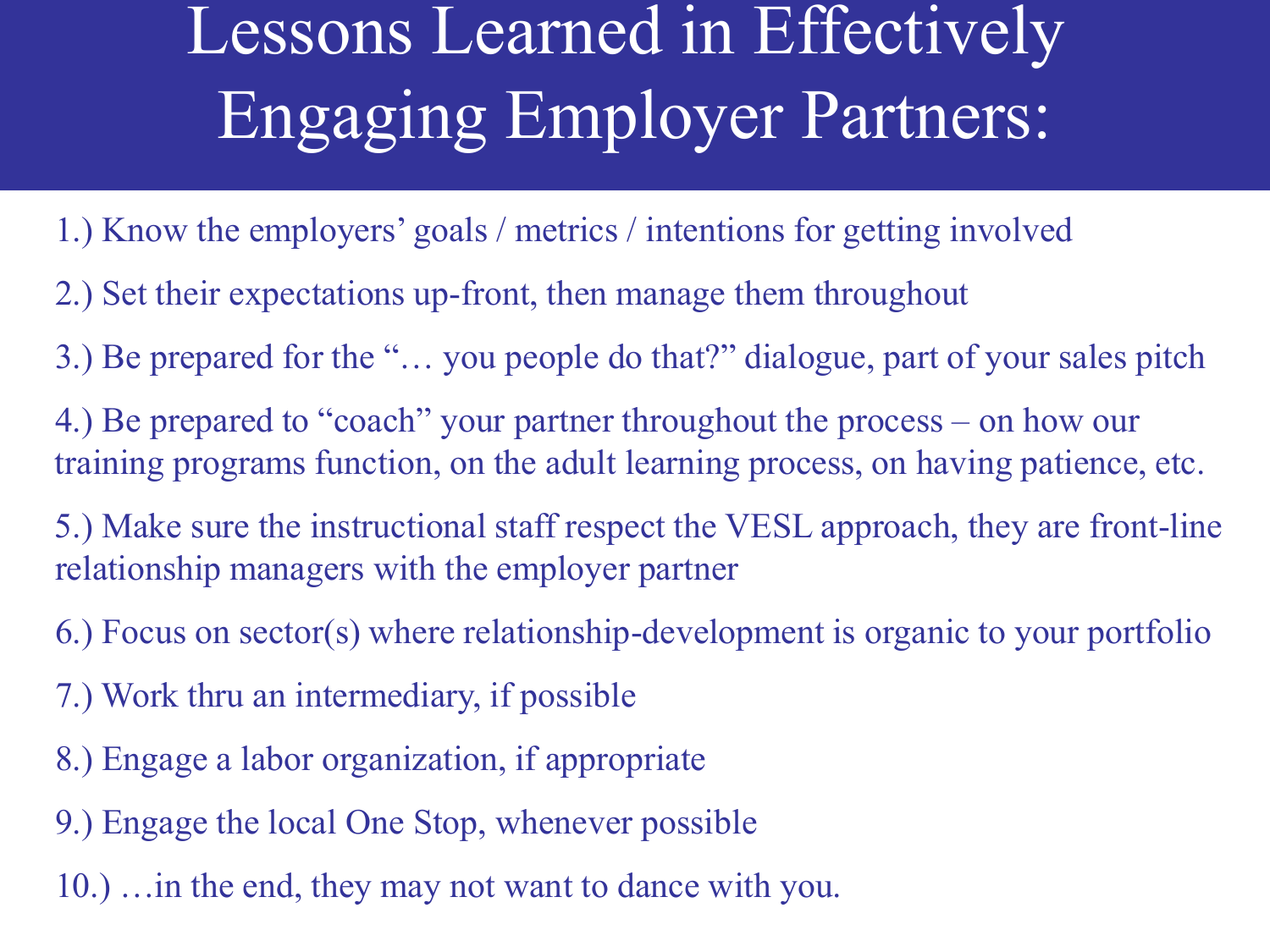# Lessons Learned in Effectively Engaging Employer Partners:

1.) Know the employers' goals / metrics / intentions for getting involved

2.) Set their expectations up-front, then manage them throughout

3.) Be prepared for the "… you people do that?" dialogue, part of your sales pitch

4.) Be prepared to "coach" your partner throughout the process – on how our training programs function, on the adult learning process, on having patience, etc.

5.) Make sure the instructional staff respect the VESL approach, they are front-line relationship managers with the employer partner

6.) Focus on sector(s) where relationship-development is organic to your portfolio

7.) Work thru an intermediary, if possible

8.) Engage a labor organization, if appropriate

9.) Engage the local One Stop, whenever possible

10.) …in the end, they may not want to dance with you.